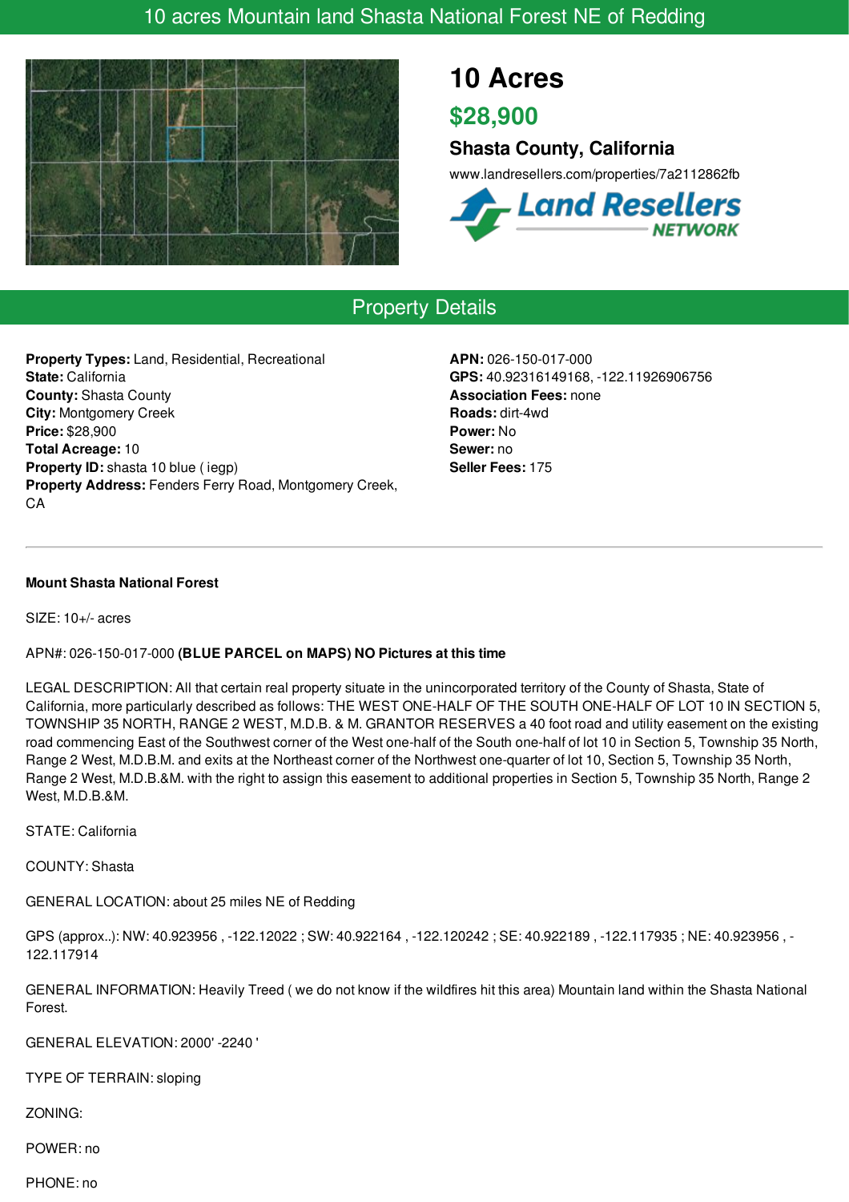# 10 acres Mountain land Shasta National Forest NE of Redding

## 10 Acres

## $28,900

### Shasta County, California

www.landresellers.com/properties/7a2112862fb

## Property Details

**Property Types:** Land, Residential, Recreational
**State:** California
**County:** Shasta County
**City:** Montgomery Creek
**Price:** $28,900
**Total Acreage:** 10
**Property ID:** shasta 10 blue ( iegp)
**Property Address:** Fenders Ferry Road, Montgomery Creek, CA

**APN:** 026-150-017-000
**GPS:** 40.92316149168, -122.11926906756
**Association Fees:** none
**Roads:** dirt-4wd
**Power:** No
**Sewer:** no
**Seller Fees:** 175

---

**Mount Shasta National Forest**

SIZE: 10+/- acres

APN#: 026-150-017-000 **(BLUE PARCEL on MAPS) NO Pictures at this time**

LEGAL DESCRIPTION: All that certain real property situate in the unincorporated territory of the County of Shasta, State of California, more particularly described as follows: THE WEST ONE-HALF OF THE SOUTH ONE-HALF OF LOT 10 IN SECTION 5, TOWNSHIP 35 NORTH, RANGE 2 WEST, M.D.B. & M. GRANTOR RESERVES a 40 foot road and utility easement on the existing road commencing East of the Southwest corner of the West one-half of the South one-half of lot 10 in Section 5, Township 35 North, Range 2 West, M.D.B.M. and exits at the Northeast corner of the Northwest one-quarter of lot 10, Section 5, Township 35 North, Range 2 West, M.D.B.&M. with the right to assign this easement to additional properties in Section 5, Township 35 North, Range 2 West, M.D.B.&M.

STATE: California

COUNTY: Shasta

GENERAL LOCATION: about 25 miles NE of Redding

GPS (approx..): NW: 40.923956 , -122.12022 ; SW: 40.922164 , -122.120242 ; SE: 40.922189 , -122.117935 ; NE: 40.923956 , -122.117914

GENERAL INFORMATION: Heavily Treed ( we do not know if the wildfires hit this area) Mountain land within the Shasta National Forest.

GENERAL ELEVATION: 2000' -2240 '

TYPE OF TERRAIN: sloping

ZONING:

POWER: no

PHONE: no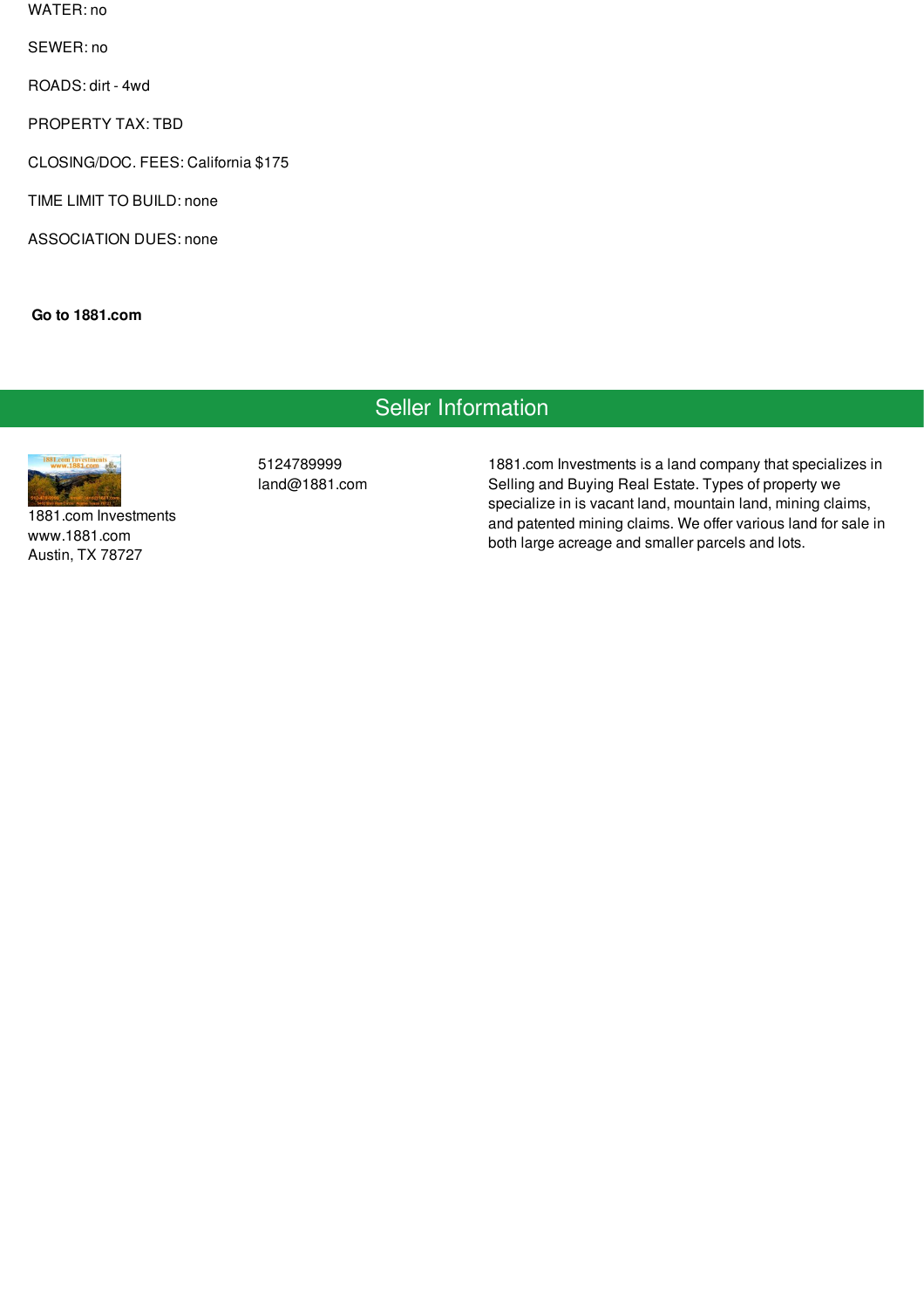WATER: no

SEWER: no

ROADS: dirt - 4wd

PROPERTY TAX: TBD

CLOSING/DOC. FEES: California $175

TIME LIMIT TO BUILD: none

ASSOCIATION DUES: none

**Go to 1881.com**

## Seller Information

1881.com Investments
www.1881.com
Austin, TX 78727

5124789999
land@1881.com

1881.com Investments is a land company that specializes in Selling and Buying Real Estate. Types of property we specialize in is vacant land, mountain land, mining claims, and patented mining claims. We offer various land for sale in both large acreage and smaller parcels and lots.